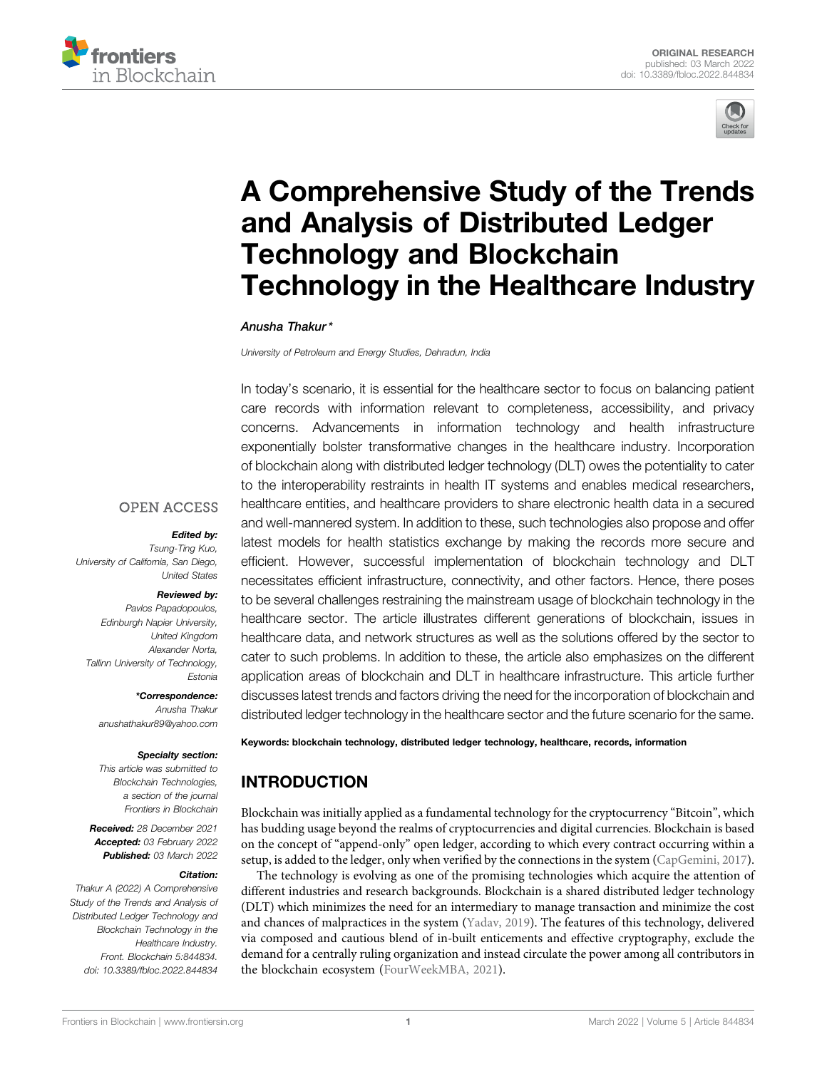ORIGINAL RESEARCH
published: 03 March 2022
doi: 10.3389/fbloc.2022.844834

# A Comprehensive Study of the Trends and Analysis of Distributed Ledger Technology and Blockchain Technology in the Healthcare Industry

*Anusha Thakur\**

*University of Petroleum and Energy Studies, Dehradun, India*

OPEN ACCESS

***Edited by:***
*Tsung-Ting Kuo, University of California, San Diego, United States*

***Reviewed by:***
*Pavlos Papadopoulos, Edinburgh Napier University, United Kingdom*
*Alexander Norta, Tallinn University of Technology, Estonia*

***\*Correspondence:***
*Anusha Thakur*
*anushathakur89@yahoo.com*

***Specialty section:***
*This article was submitted to Blockchain Technologies, a section of the journal Frontiers in Blockchain*

***Received:*** *28 December 2021*
***Accepted:*** *03 February 2022*
***Published:*** *03 March 2022*

***Citation:***
*Thakur A (2022) A Comprehensive Study of the Trends and Analysis of Distributed Ledger Technology and Blockchain Technology in the Healthcare Industry. Front. Blockchain 5:844834. doi: 10.3389/fbloc.2022.844834*

In today's scenario, it is essential for the healthcare sector to focus on balancing patient care records with information relevant to completeness, accessibility, and privacy concerns. Advancements in information technology and health infrastructure exponentially bolster transformative changes in the healthcare industry. Incorporation of blockchain along with distributed ledger technology (DLT) owes the potentiality to cater to the interoperability restraints in health IT systems and enables medical researchers, healthcare entities, and healthcare providers to share electronic health data in a secured and well-mannered system. In addition to these, such technologies also propose and offer latest models for health statistics exchange by making the records more secure and efficient. However, successful implementation of blockchain technology and DLT necessitates efficient infrastructure, connectivity, and other factors. Hence, there poses to be several challenges restraining the mainstream usage of blockchain technology in the healthcare sector. The article illustrates different generations of blockchain, issues in healthcare data, and network structures as well as the solutions offered by the sector to cater to such problems. In addition to these, the article also emphasizes on the different application areas of blockchain and DLT in healthcare infrastructure. This article further discusses latest trends and factors driving the need for the incorporation of blockchain and distributed ledger technology in the healthcare sector and the future scenario for the same.

**Keywords: blockchain technology, distributed ledger technology, healthcare, records, information**

## INTRODUCTION

Blockchain was initially applied as a fundamental technology for the cryptocurrency "Bitcoin", which has budding usage beyond the realms of cryptocurrencies and digital currencies. Blockchain is based on the concept of "append-only" open ledger, according to which every contract occurring within a setup, is added to the ledger, only when verified by the connections in the system (CapGemini, 2017).

The technology is evolving as one of the promising technologies which acquire the attention of different industries and research backgrounds. Blockchain is a shared distributed ledger technology (DLT) which minimizes the need for an intermediary to manage transaction and minimize the cost and chances of malpractices in the system (Yadav, 2019). The features of this technology, delivered via composed and cautious blend of in-built enticements and effective cryptography, exclude the demand for a centrally ruling organization and instead circulate the power among all contributors in the blockchain ecosystem (FourWeekMBA, 2021).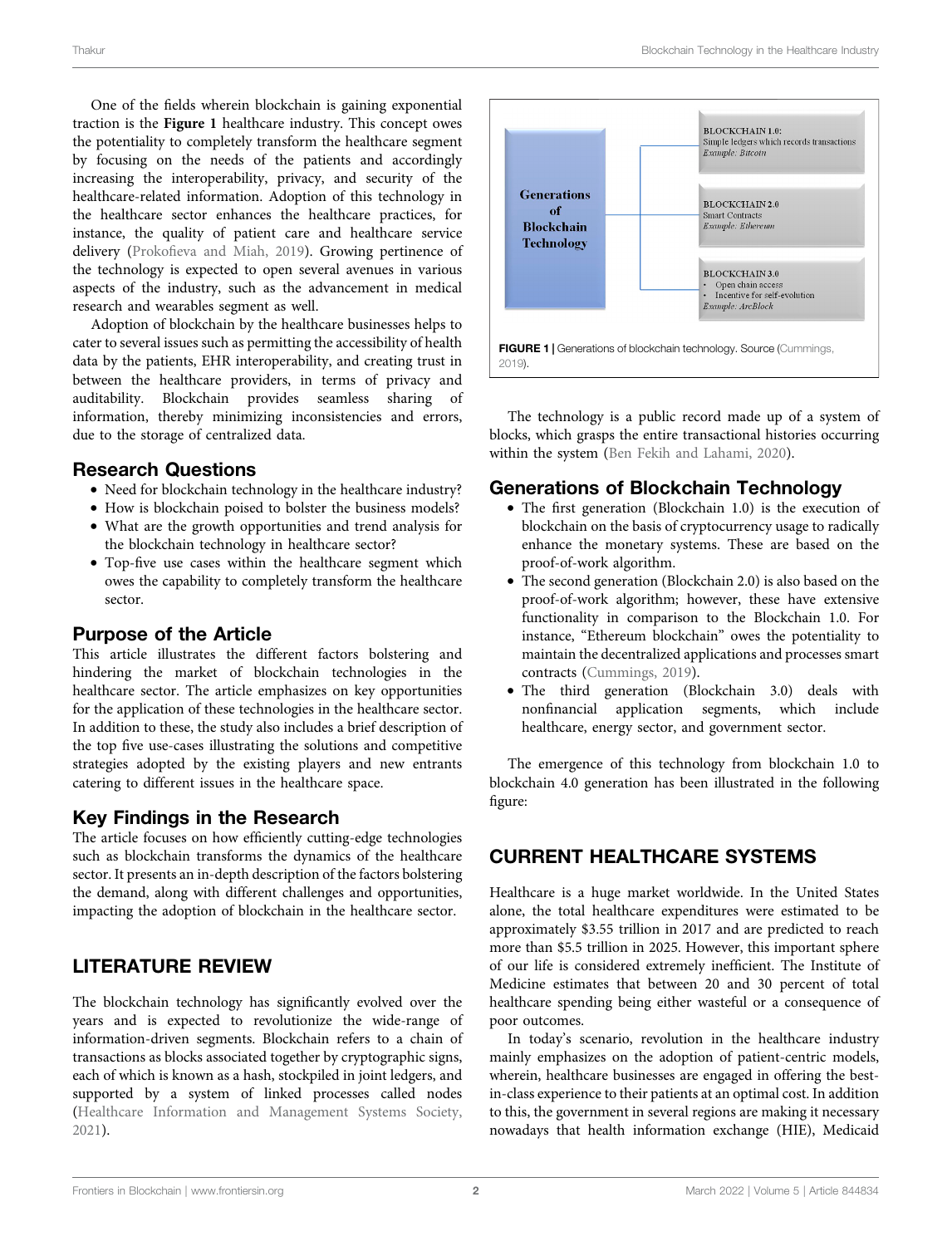One of the fields wherein blockchain is gaining exponential traction is the **Figure 1** healthcare industry. This concept owes the potentiality to completely transform the healthcare segment by focusing on the needs of the patients and accordingly increasing the interoperability, privacy, and security of the healthcare-related information. Adoption of this technology in the healthcare sector enhances the healthcare practices, for instance, the quality of patient care and healthcare service delivery (Prokofieva and Miah, 2019). Growing pertinence of the technology is expected to open several avenues in various aspects of the industry, such as the advancement in medical research and wearables segment as well.

Adoption of blockchain by the healthcare businesses helps to cater to several issues such as permitting the accessibility of health data by the patients, EHR interoperability, and creating trust in between the healthcare providers, in terms of privacy and auditability. Blockchain provides seamless sharing of information, thereby minimizing inconsistencies and errors, due to the storage of centralized data.

## Research Questions

- Need for blockchain technology in the healthcare industry?
- How is blockchain poised to bolster the business models?
- What are the growth opportunities and trend analysis for the blockchain technology in healthcare sector?
- Top-five use cases within the healthcare segment which owes the capability to completely transform the healthcare sector.

## Purpose of the Article

This article illustrates the different factors bolstering and hindering the market of blockchain technologies in the healthcare sector. The article emphasizes on key opportunities for the application of these technologies in the healthcare sector. In addition to these, the study also includes a brief description of the top five use-cases illustrating the solutions and competitive strategies adopted by the existing players and new entrants catering to different issues in the healthcare space.

## Key Findings in the Research

The article focuses on how efficiently cutting-edge technologies such as blockchain transforms the dynamics of the healthcare sector. It presents an in-depth description of the factors bolstering the demand, along with different challenges and opportunities, impacting the adoption of blockchain in the healthcare sector.

# LITERATURE REVIEW

The blockchain technology has significantly evolved over the years and is expected to revolutionize the wide-range of information-driven segments. Blockchain refers to a chain of transactions as blocks associated together by cryptographic signs, each of which is known as a hash, stockpiled in joint ledgers, and supported by a system of linked processes called nodes (Healthcare Information and Management Systems Society, 2021).

Generations of Blockchain Technology

BLOCKCHAIN 1.0:
Simple ledgers which records transactions
*Example: Bitcoin*

BLOCKCHAIN 2.0
Smart Contracts
*Example: Ethereum*

BLOCKCHAIN 3.0
- Open chain access
- Incentive for self-evolution

*Example: ArcBlock*

**FIGURE 1** | Generations of blockchain technology. Source (Cummings, 2019).

The technology is a public record made up of a system of blocks, which grasps the entire transactional histories occurring within the system (Ben Fekih and Lahami, 2020).

## Generations of Blockchain Technology

- The first generation (Blockchain 1.0) is the execution of blockchain on the basis of cryptocurrency usage to radically enhance the monetary systems. These are based on the proof-of-work algorithm.
- The second generation (Blockchain 2.0) is also based on the proof-of-work algorithm; however, these have extensive functionality in comparison to the Blockchain 1.0. For instance, "Ethereum blockchain" owes the potentiality to maintain the decentralized applications and processes smart contracts (Cummings, 2019).
- The third generation (Blockchain 3.0) deals with nonfinancial application segments, which include healthcare, energy sector, and government sector.

The emergence of this technology from blockchain 1.0 to blockchain 4.0 generation has been illustrated in the following figure:

# CURRENT HEALTHCARE SYSTEMS

Healthcare is a huge market worldwide. In the United States alone, the total healthcare expenditures were estimated to be approximately $3.55 trillion in 2017 and are predicted to reach more than $5.5 trillion in 2025. However, this important sphere of our life is considered extremely inefficient. The Institute of Medicine estimates that between 20 and 30 percent of total healthcare spending being either wasteful or a consequence of poor outcomes.

In today's scenario, revolution in the healthcare industry mainly emphasizes on the adoption of patient-centric models, wherein, healthcare businesses are engaged in offering the best-in-class experience to their patients at an optimal cost. In addition to this, the government in several regions are making it necessary nowadays that health information exchange (HIE), Medicaid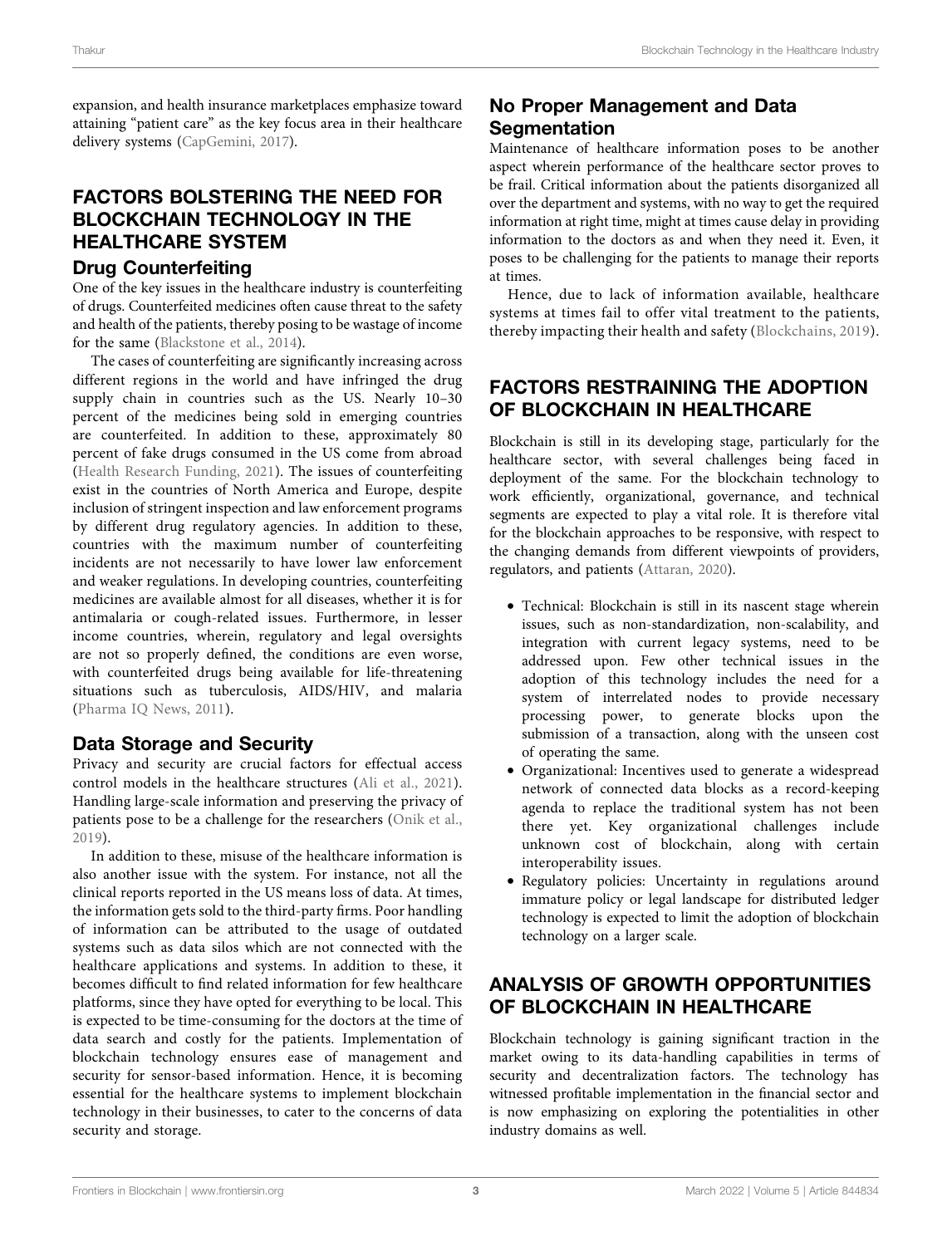expansion, and health insurance marketplaces emphasize toward attaining "patient care" as the key focus area in their healthcare delivery systems (CapGemini, 2017).

## FACTORS BOLSTERING THE NEED FOR BLOCKCHAIN TECHNOLOGY IN THE HEALTHCARE SYSTEM

### Drug Counterfeiting

One of the key issues in the healthcare industry is counterfeiting of drugs. Counterfeited medicines often cause threat to the safety and health of the patients, thereby posing to be wastage of income for the same (Blackstone et al., 2014).

The cases of counterfeiting are significantly increasing across different regions in the world and have infringed the drug supply chain in countries such as the US. Nearly 10–30 percent of the medicines being sold in emerging countries are counterfeited. In addition to these, approximately 80 percent of fake drugs consumed in the US come from abroad (Health Research Funding, 2021). The issues of counterfeiting exist in the countries of North America and Europe, despite inclusion of stringent inspection and law enforcement programs by different drug regulatory agencies. In addition to these, countries with the maximum number of counterfeiting incidents are not necessarily to have lower law enforcement and weaker regulations. In developing countries, counterfeiting medicines are available almost for all diseases, whether it is for antimalaria or cough-related issues. Furthermore, in lesser income countries, wherein, regulatory and legal oversights are not so properly defined, the conditions are even worse, with counterfeited drugs being available for life-threatening situations such as tuberculosis, AIDS/HIV, and malaria (Pharma IQ News, 2011).

### Data Storage and Security

Privacy and security are crucial factors for effectual access control models in the healthcare structures (Ali et al., 2021). Handling large-scale information and preserving the privacy of patients pose to be a challenge for the researchers (Onik et al., 2019).

In addition to these, misuse of the healthcare information is also another issue with the system. For instance, not all the clinical reports reported in the US means loss of data. At times, the information gets sold to the third-party firms. Poor handling of information can be attributed to the usage of outdated systems such as data silos which are not connected with the healthcare applications and systems. In addition to these, it becomes difficult to find related information for few healthcare platforms, since they have opted for everything to be local. This is expected to be time-consuming for the doctors at the time of data search and costly for the patients. Implementation of blockchain technology ensures ease of management and security for sensor-based information. Hence, it is becoming essential for the healthcare systems to implement blockchain technology in their businesses, to cater to the concerns of data security and storage.

### No Proper Management and Data Segmentation

Maintenance of healthcare information poses to be another aspect wherein performance of the healthcare sector proves to be frail. Critical information about the patients disorganized all over the department and systems, with no way to get the required information at right time, might at times cause delay in providing information to the doctors as and when they need it. Even, it poses to be challenging for the patients to manage their reports at times.

Hence, due to lack of information available, healthcare systems at times fail to offer vital treatment to the patients, thereby impacting their health and safety (Blockchains, 2019).

## FACTORS RESTRAINING THE ADOPTION OF BLOCKCHAIN IN HEALTHCARE

Blockchain is still in its developing stage, particularly for the healthcare sector, with several challenges being faced in deployment of the same. For the blockchain technology to work efficiently, organizational, governance, and technical segments are expected to play a vital role. It is therefore vital for the blockchain approaches to be responsive, with respect to the changing demands from different viewpoints of providers, regulators, and patients (Attaran, 2020).

- Technical: Blockchain is still in its nascent stage wherein issues, such as non-standardization, non-scalability, and integration with current legacy systems, need to be addressed upon. Few other technical issues in the adoption of this technology includes the need for a system of interrelated nodes to provide necessary processing power, to generate blocks upon the submission of a transaction, along with the unseen cost of operating the same.
- Organizational: Incentives used to generate a widespread network of connected data blocks as a record-keeping agenda to replace the traditional system has not been there yet. Key organizational challenges include unknown cost of blockchain, along with certain interoperability issues.
- Regulatory policies: Uncertainty in regulations around immature policy or legal landscape for distributed ledger technology is expected to limit the adoption of blockchain technology on a larger scale.

## ANALYSIS OF GROWTH OPPORTUNITIES OF BLOCKCHAIN IN HEALTHCARE

Blockchain technology is gaining significant traction in the market owing to its data-handling capabilities in terms of security and decentralization factors. The technology has witnessed profitable implementation in the financial sector and is now emphasizing on exploring the potentialities in other industry domains as well.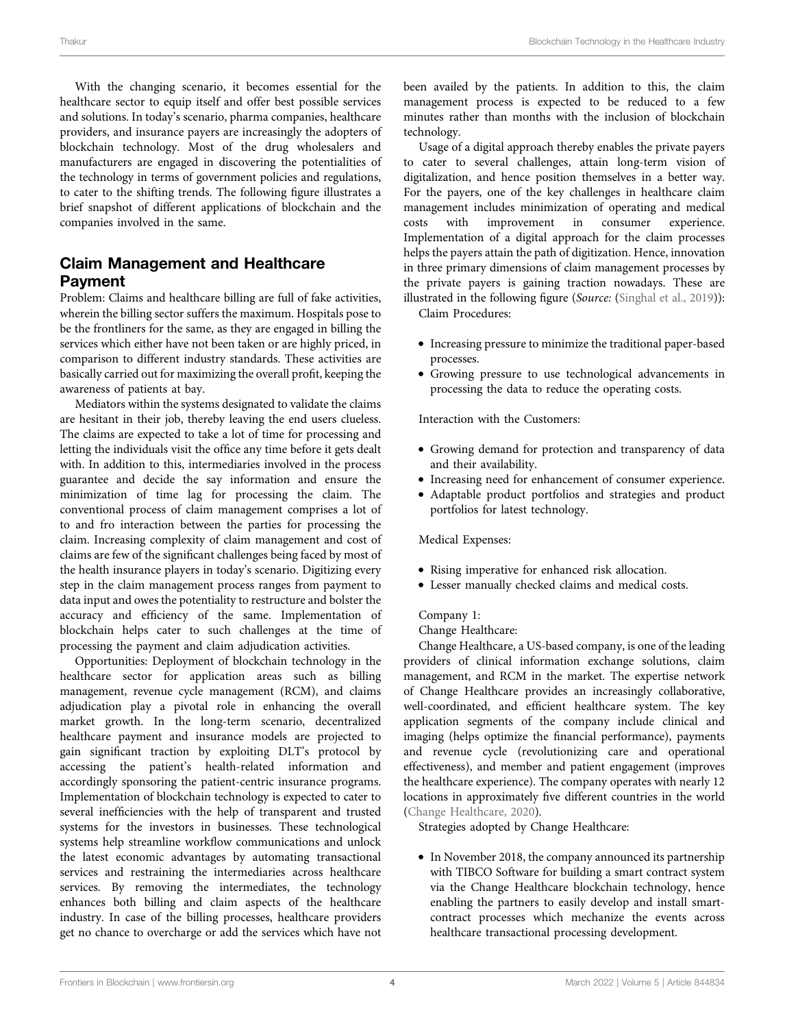With the changing scenario, it becomes essential for the healthcare sector to equip itself and offer best possible services and solutions. In today's scenario, pharma companies, healthcare providers, and insurance payers are increasingly the adopters of blockchain technology. Most of the drug wholesalers and manufacturers are engaged in discovering the potentialities of the technology in terms of government policies and regulations, to cater to the shifting trends. The following figure illustrates a brief snapshot of different applications of blockchain and the companies involved in the same.

## Claim Management and Healthcare Payment

Problem: Claims and healthcare billing are full of fake activities, wherein the billing sector suffers the maximum. Hospitals pose to be the frontliners for the same, as they are engaged in billing the services which either have not been taken or are highly priced, in comparison to different industry standards. These activities are basically carried out for maximizing the overall profit, keeping the awareness of patients at bay.

Mediators within the systems designated to validate the claims are hesitant in their job, thereby leaving the end users clueless. The claims are expected to take a lot of time for processing and letting the individuals visit the office any time before it gets dealt with. In addition to this, intermediaries involved in the process guarantee and decide the say information and ensure the minimization of time lag for processing the claim. The conventional process of claim management comprises a lot of to and fro interaction between the parties for processing the claim. Increasing complexity of claim management and cost of claims are few of the significant challenges being faced by most of the health insurance players in today's scenario. Digitizing every step in the claim management process ranges from payment to data input and owes the potentiality to restructure and bolster the accuracy and efficiency of the same. Implementation of blockchain helps cater to such challenges at the time of processing the payment and claim adjudication activities.

Opportunities: Deployment of blockchain technology in the healthcare sector for application areas such as billing management, revenue cycle management (RCM), and claims adjudication play a pivotal role in enhancing the overall market growth. In the long-term scenario, decentralized healthcare payment and insurance models are projected to gain significant traction by exploiting DLT's protocol by accessing the patient's health-related information and accordingly sponsoring the patient-centric insurance programs. Implementation of blockchain technology is expected to cater to several inefficiencies with the help of transparent and trusted systems for the investors in businesses. These technological systems help streamline workflow communications and unlock the latest economic advantages by automating transactional services and restraining the intermediaries across healthcare services. By removing the intermediates, the technology enhances both billing and claim aspects of the healthcare industry. In case of the billing processes, healthcare providers get no chance to overcharge or add the services which have not been availed by the patients. In addition to this, the claim management process is expected to be reduced to a few minutes rather than months with the inclusion of blockchain technology.

Usage of a digital approach thereby enables the private payers to cater to several challenges, attain long-term vision of digitalization, and hence position themselves in a better way. For the payers, one of the key challenges in healthcare claim management includes minimization of operating and medical costs with improvement in consumer experience. Implementation of a digital approach for the claim processes helps the payers attain the path of digitization. Hence, innovation in three primary dimensions of claim management processes by the private payers is gaining traction nowadays. These are illustrated in the following figure (*Source:* (Singhal et al., 2019)):

Claim Procedures:

- Increasing pressure to minimize the traditional paper-based processes.
- Growing pressure to use technological advancements in processing the data to reduce the operating costs.

Interaction with the Customers:

- Growing demand for protection and transparency of data and their availability.
- Increasing need for enhancement of consumer experience.
- Adaptable product portfolios and strategies and product portfolios for latest technology.

Medical Expenses:

- Rising imperative for enhanced risk allocation.
- Lesser manually checked claims and medical costs.

Company 1:

Change Healthcare:

Change Healthcare, a US-based company, is one of the leading providers of clinical information exchange solutions, claim management, and RCM in the market. The expertise network of Change Healthcare provides an increasingly collaborative, well-coordinated, and efficient healthcare system. The key application segments of the company include clinical and imaging (helps optimize the financial performance), payments and revenue cycle (revolutionizing care and operational effectiveness), and member and patient engagement (improves the healthcare experience). The company operates with nearly 12 locations in approximately five different countries in the world (Change Healthcare, 2020).

Strategies adopted by Change Healthcare:

- In November 2018, the company announced its partnership with TIBCO Software for building a smart contract system via the Change Healthcare blockchain technology, hence enabling the partners to easily develop and install smart-contract processes which mechanize the events across healthcare transactional processing development.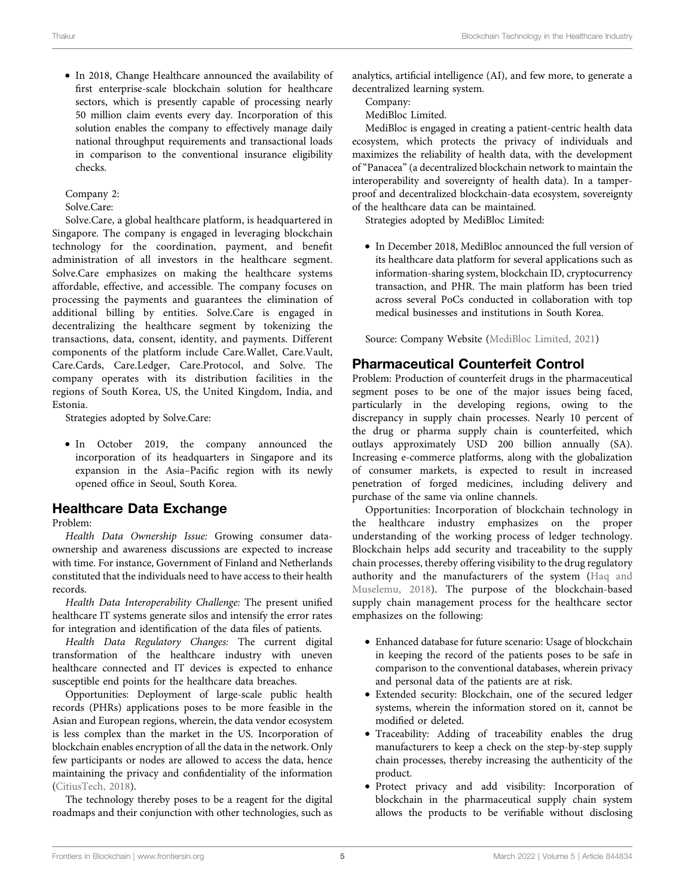- In 2018, Change Healthcare announced the availability of first enterprise-scale blockchain solution for healthcare sectors, which is presently capable of processing nearly 50 million claim events every day. Incorporation of this solution enables the company to effectively manage daily national throughput requirements and transactional loads in comparison to the conventional insurance eligibility checks.

Company 2:

Solve.Care:

Solve.Care, a global healthcare platform, is headquartered in Singapore. The company is engaged in leveraging blockchain technology for the coordination, payment, and benefit administration of all investors in the healthcare segment. Solve.Care emphasizes on making the healthcare systems affordable, effective, and accessible. The company focuses on processing the payments and guarantees the elimination of additional billing by entities. Solve.Care is engaged in decentralizing the healthcare segment by tokenizing the transactions, data, consent, identity, and payments. Different components of the platform include Care.Wallet, Care.Vault, Care.Cards, Care.Ledger, Care.Protocol, and Solve. The company operates with its distribution facilities in the regions of South Korea, US, the United Kingdom, India, and Estonia.

Strategies adopted by Solve.Care:

- In October 2019, the company announced the incorporation of its headquarters in Singapore and its expansion in the Asia–Pacific region with its newly opened office in Seoul, South Korea.

## Healthcare Data Exchange

Problem:

*Health Data Ownership Issue:* Growing consumer data-ownership and awareness discussions are expected to increase with time. For instance, Government of Finland and Netherlands constituted that the individuals need to have access to their health records.

*Health Data Interoperability Challenge:* The present unified healthcare IT systems generate silos and intensify the error rates for integration and identification of the data files of patients.

*Health Data Regulatory Changes:* The current digital transformation of the healthcare industry with uneven healthcare connected and IT devices is expected to enhance susceptible end points for the healthcare data breaches.

Opportunities: Deployment of large-scale public health records (PHRs) applications poses to be more feasible in the Asian and European regions, wherein, the data vendor ecosystem is less complex than the market in the US. Incorporation of blockchain enables encryption of all the data in the network. Only few participants or nodes are allowed to access the data, hence maintaining the privacy and confidentiality of the information (CitiusTech, 2018).

The technology thereby poses to be a reagent for the digital roadmaps and their conjunction with other technologies, such as analytics, artificial intelligence (AI), and few more, to generate a decentralized learning system.

Company:

MediBloc Limited.

MediBloc is engaged in creating a patient-centric health data ecosystem, which protects the privacy of individuals and maximizes the reliability of health data, with the development of "Panacea" (a decentralized blockchain network to maintain the interoperability and sovereignty of health data). In a tamper-proof and decentralized blockchain-data ecosystem, sovereignty of the healthcare data can be maintained.

Strategies adopted by MediBloc Limited:

- In December 2018, MediBloc announced the full version of its healthcare data platform for several applications such as information-sharing system, blockchain ID, cryptocurrency transaction, and PHR. The main platform has been tried across several PoCs conducted in collaboration with top medical businesses and institutions in South Korea.

Source: Company Website (MediBloc Limited, 2021)

## Pharmaceutical Counterfeit Control

Problem: Production of counterfeit drugs in the pharmaceutical segment poses to be one of the major issues being faced, particularly in the developing regions, owing to the discrepancy in supply chain processes. Nearly 10 percent of the drug or pharma supply chain is counterfeited, which outlays approximately USD 200 billion annually (SA). Increasing e-commerce platforms, along with the globalization of consumer markets, is expected to result in increased penetration of forged medicines, including delivery and purchase of the same via online channels.

Opportunities: Incorporation of blockchain technology in the healthcare industry emphasizes on the proper understanding of the working process of ledger technology. Blockchain helps add security and traceability to the supply chain processes, thereby offering visibility to the drug regulatory authority and the manufacturers of the system (Haq and Muselemu, 2018). The purpose of the blockchain-based supply chain management process for the healthcare sector emphasizes on the following:

- Enhanced database for future scenario: Usage of blockchain in keeping the record of the patients poses to be safe in comparison to the conventional databases, wherein privacy and personal data of the patients are at risk.
- Extended security: Blockchain, one of the secured ledger systems, wherein the information stored on it, cannot be modified or deleted.
- Traceability: Adding of traceability enables the drug manufacturers to keep a check on the step-by-step supply chain processes, thereby increasing the authenticity of the product.
- Protect privacy and add visibility: Incorporation of blockchain in the pharmaceutical supply chain system allows the products to be verifiable without disclosing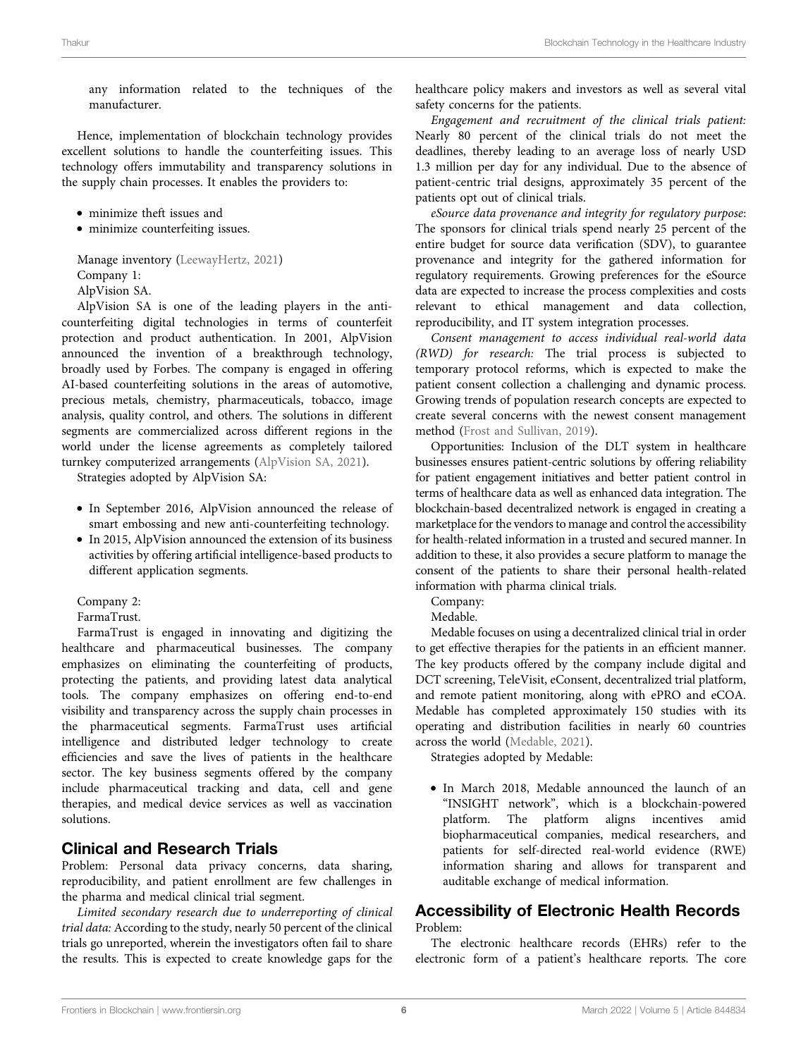any information related to the techniques of the manufacturer.

Hence, implementation of blockchain technology provides excellent solutions to handle the counterfeiting issues. This technology offers immutability and transparency solutions in the supply chain processes. It enables the providers to:

- minimize theft issues and
- minimize counterfeiting issues.

Manage inventory (LeewayHertz, 2021)

Company 1:

AlpVision SA.

AlpVision SA is one of the leading players in the anti-counterfeiting digital technologies in terms of counterfeit protection and product authentication. In 2001, AlpVision announced the invention of a breakthrough technology, broadly used by Forbes. The company is engaged in offering AI-based counterfeiting solutions in the areas of automotive, precious metals, chemistry, pharmaceuticals, tobacco, image analysis, quality control, and others. The solutions in different segments are commercialized across different regions in the world under the license agreements as completely tailored turnkey computerized arrangements (AlpVision SA, 2021).

Strategies adopted by AlpVision SA:

- In September 2016, AlpVision announced the release of smart embossing and new anti-counterfeiting technology.
- In 2015, AlpVision announced the extension of its business activities by offering artificial intelligence-based products to different application segments.

Company 2:

FarmaTrust.

FarmaTrust is engaged in innovating and digitizing the healthcare and pharmaceutical businesses. The company emphasizes on eliminating the counterfeiting of products, protecting the patients, and providing latest data analytical tools. The company emphasizes on offering end-to-end visibility and transparency across the supply chain processes in the pharmaceutical segments. FarmaTrust uses artificial intelligence and distributed ledger technology to create efficiencies and save the lives of patients in the healthcare sector. The key business segments offered by the company include pharmaceutical tracking and data, cell and gene therapies, and medical device services as well as vaccination solutions.

## Clinical and Research Trials

Problem: Personal data privacy concerns, data sharing, reproducibility, and patient enrollment are few challenges in the pharma and medical clinical trial segment.

*Limited secondary research due to underreporting of clinical trial data:* According to the study, nearly 50 percent of the clinical trials go unreported, wherein the investigators often fail to share the results. This is expected to create knowledge gaps for the healthcare policy makers and investors as well as several vital safety concerns for the patients.

*Engagement and recruitment of the clinical trials patient:* Nearly 80 percent of the clinical trials do not meet the deadlines, thereby leading to an average loss of nearly USD 1.3 million per day for any individual. Due to the absence of patient-centric trial designs, approximately 35 percent of the patients opt out of clinical trials.

*eSource data provenance and integrity for regulatory purpose*: The sponsors for clinical trials spend nearly 25 percent of the entire budget for source data verification (SDV), to guarantee provenance and integrity for the gathered information for regulatory requirements. Growing preferences for the eSource data are expected to increase the process complexities and costs relevant to ethical management and data collection, reproducibility, and IT system integration processes.

*Consent management to access individual real-world data (RWD) for research:* The trial process is subjected to temporary protocol reforms, which is expected to make the patient consent collection a challenging and dynamic process. Growing trends of population research concepts are expected to create several concerns with the newest consent management method (Frost and Sullivan, 2019).

Opportunities: Inclusion of the DLT system in healthcare businesses ensures patient-centric solutions by offering reliability for patient engagement initiatives and better patient control in terms of healthcare data as well as enhanced data integration. The blockchain-based decentralized network is engaged in creating a marketplace for the vendors to manage and control the accessibility for health-related information in a trusted and secured manner. In addition to these, it also provides a secure platform to manage the consent of the patients to share their personal health-related information with pharma clinical trials.

Company:

Medable.

Medable focuses on using a decentralized clinical trial in order to get effective therapies for the patients in an efficient manner. The key products offered by the company include digital and DCT screening, TeleVisit, eConsent, decentralized trial platform, and remote patient monitoring, along with ePRO and eCOA. Medable has completed approximately 150 studies with its operating and distribution facilities in nearly 60 countries across the world (Medable, 2021).

Strategies adopted by Medable:

- In March 2018, Medable announced the launch of an "INSIGHT network", which is a blockchain-powered platform. The platform aligns incentives amid biopharmaceutical companies, medical researchers, and patients for self-directed real-world evidence (RWE) information sharing and allows for transparent and auditable exchange of medical information.

## Accessibility of Electronic Health Records

Problem:

The electronic healthcare records (EHRs) refer to the electronic form of a patient's healthcare reports. The core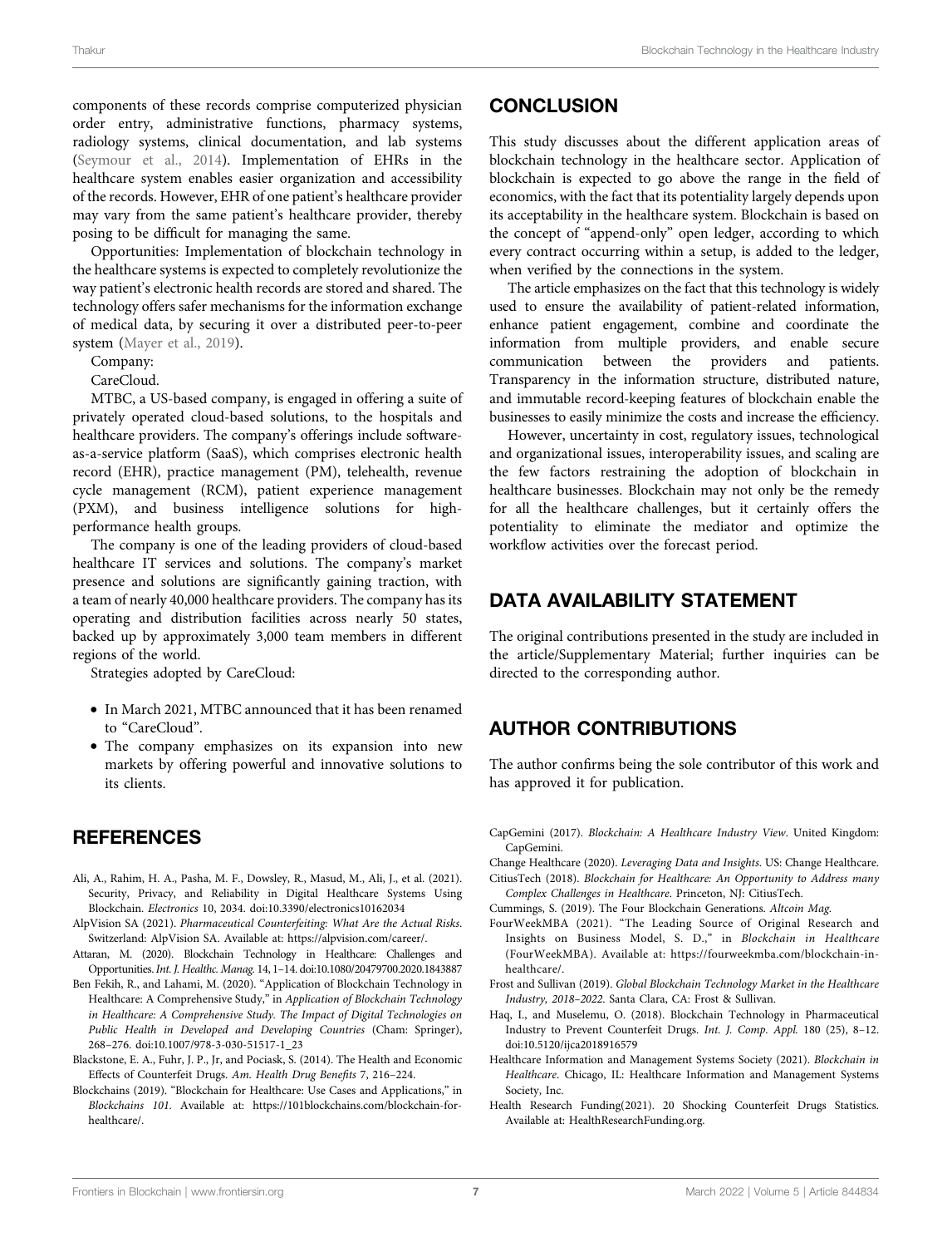components of these records comprise computerized physician order entry, administrative functions, pharmacy systems, radiology systems, clinical documentation, and lab systems (Seymour et al., 2014). Implementation of EHRs in the healthcare system enables easier organization and accessibility of the records. However, EHR of one patient's healthcare provider may vary from the same patient's healthcare provider, thereby posing to be difficult for managing the same.

Opportunities: Implementation of blockchain technology in the healthcare systems is expected to completely revolutionize the way patient's electronic health records are stored and shared. The technology offers safer mechanisms for the information exchange of medical data, by securing it over a distributed peer-to-peer system (Mayer et al., 2019).

Company:

CareCloud.

MTBC, a US-based company, is engaged in offering a suite of privately operated cloud-based solutions, to the hospitals and healthcare providers. The company's offerings include software-as-a-service platform (SaaS), which comprises electronic health record (EHR), practice management (PM), telehealth, revenue cycle management (RCM), patient experience management (PXM), and business intelligence solutions for high-performance health groups.

The company is one of the leading providers of cloud-based healthcare IT services and solutions. The company's market presence and solutions are significantly gaining traction, with a team of nearly 40,000 healthcare providers. The company has its operating and distribution facilities across nearly 50 states, backed up by approximately 3,000 team members in different regions of the world.

Strategies adopted by CareCloud:

- In March 2021, MTBC announced that it has been renamed to "CareCloud".
- The company emphasizes on its expansion into new markets by offering powerful and innovative solutions to its clients.

## CONCLUSION

This study discusses about the different application areas of blockchain technology in the healthcare sector. Application of blockchain is expected to go above the range in the field of economics, with the fact that its potentiality largely depends upon its acceptability in the healthcare system. Blockchain is based on the concept of "append-only" open ledger, according to which every contract occurring within a setup, is added to the ledger, when verified by the connections in the system.

The article emphasizes on the fact that this technology is widely used to ensure the availability of patient-related information, enhance patient engagement, combine and coordinate the information from multiple providers, and enable secure communication between the providers and patients. Transparency in the information structure, distributed nature, and immutable record-keeping features of blockchain enable the businesses to easily minimize the costs and increase the efficiency.

However, uncertainty in cost, regulatory issues, technological and organizational issues, interoperability issues, and scaling are the few factors restraining the adoption of blockchain in healthcare businesses. Blockchain may not only be the remedy for all the healthcare challenges, but it certainly offers the potentiality to eliminate the mediator and optimize the workflow activities over the forecast period.

## DATA AVAILABILITY STATEMENT

The original contributions presented in the study are included in the article/Supplementary Material; further inquiries can be directed to the corresponding author.

## AUTHOR CONTRIBUTIONS

The author confirms being the sole contributor of this work and has approved it for publication.

## REFERENCES

Ali, A., Rahim, H. A., Pasha, M. F., Dowsley, R., Masud, M., Ali, J., et al. (2021). Security, Privacy, and Reliability in Digital Healthcare Systems Using Blockchain. *Electronics* 10, 2034. doi:10.3390/electronics10162034

AlpVision SA (2021). *Pharmaceutical Counterfeiting: What Are the Actual Risks*. Switzerland: AlpVision SA. Available at: https://alpvision.com/career/.

Attaran, M. (2020). Blockchain Technology in Healthcare: Challenges and Opportunities. *Int. J. Healthc. Manag.* 14, 1–14. doi:10.1080/20479700.2020.1843887

Ben Fekih, R., and Lahami, M. (2020). "Application of Blockchain Technology in Healthcare: A Comprehensive Study," in *Application of Blockchain Technology in Healthcare: A Comprehensive Study. The Impact of Digital Technologies on Public Health in Developed and Developing Countries* (Cham: Springer), 268–276. doi:10.1007/978-3-030-51517-1_23

Blackstone, E. A., Fuhr, J. P., Jr, and Pociask, S. (2014). The Health and Economic Effects of Counterfeit Drugs. *Am. Health Drug Benefits* 7, 216–224.

Blockchains (2019). "Blockchain for Healthcare: Use Cases and Applications," in *Blockchains 101*. Available at: https://101blockchains.com/blockchain-for-healthcare/.

CapGemini (2017). *Blockchain: A Healthcare Industry View*. United Kingdom: CapGemini.

Change Healthcare (2020). *Leveraging Data and Insights*. US: Change Healthcare.

CitiusTech (2018). *Blockchain for Healthcare: An Opportunity to Address many Complex Challenges in Healthcare*. Princeton, NJ: CitiusTech.

Cummings, S. (2019). The Four Blockchain Generations. *Altcoin Mag.*

FourWeekMBA (2021). "The Leading Source of Original Research and Insights on Business Model, S. D.," in *Blockchain in Healthcare* (FourWeekMBA). Available at: https://fourweekmba.com/blockchain-in-healthcare/.

Frost and Sullivan (2019). *Global Blockchain Technology Market in the Healthcare Industry, 2018–2022*. Santa Clara, CA: Frost & Sullivan.

Haq, I., and Muselemu, O. (2018). Blockchain Technology in Pharmaceutical Industry to Prevent Counterfeit Drugs. *Int. J. Comp. Appl.* 180 (25), 8–12. doi:10.5120/ijca2018916579

Healthcare Information and Management Systems Society (2021). *Blockchain in Healthcare*. Chicago, IL: Healthcare Information and Management Systems Society, Inc.

Health Research Funding(2021). 20 Shocking Counterfeit Drugs Statistics. Available at: HealthResearchFunding.org.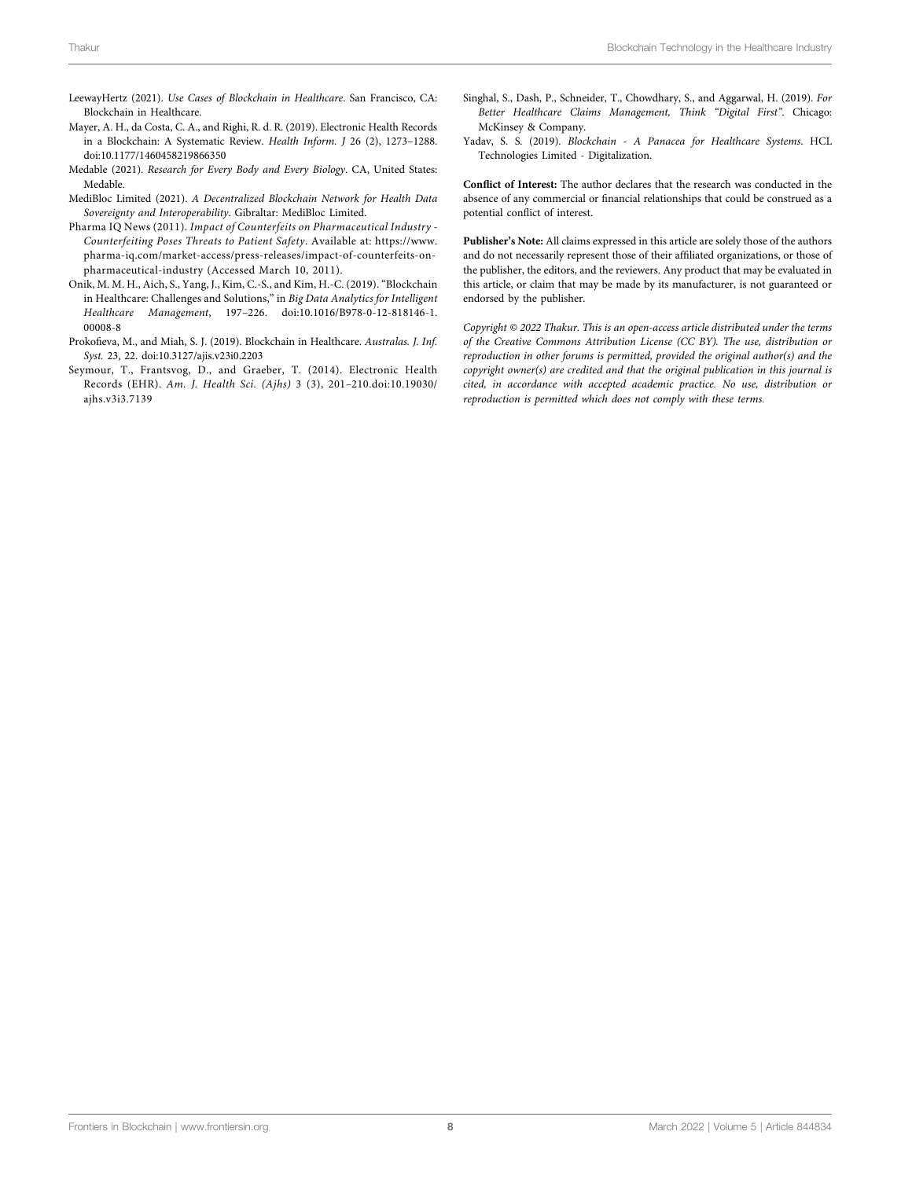LeewayHertz (2021). *Use Cases of Blockchain in Healthcare*. San Francisco, CA: Blockchain in Healthcare.

Mayer, A. H., da Costa, C. A., and Righi, R. d. R. (2019). Electronic Health Records in a Blockchain: A Systematic Review. *Health Inform. J* 26 (2), 1273–1288. doi:10.1177/1460458219866350

Medable (2021). *Research for Every Body and Every Biology*. CA, United States: Medable.

MediBloc Limited (2021). *A Decentralized Blockchain Network for Health Data Sovereignty and Interoperability*. Gibraltar: MediBloc Limited.

Pharma IQ News (2011). *Impact of Counterfeits on Pharmaceutical Industry - Counterfeiting Poses Threats to Patient Safety*. Available at: https://www.pharma-iq.com/market-access/press-releases/impact-of-counterfeits-on-pharmaceutical-industry (Accessed March 10, 2011).

Onik, M. M. H., Aich, S., Yang, J., Kim, C.-S., and Kim, H.-C. (2019). "Blockchain in Healthcare: Challenges and Solutions," in *Big Data Analytics for Intelligent Healthcare Management*, 197–226. doi:10.1016/B978-0-12-818146-1.00008-8

Prokofieva, M., and Miah, S. J. (2019). Blockchain in Healthcare. *Australas. J. Inf. Syst.* 23, 22. doi:10.3127/ajis.v23i0.2203

Seymour, T., Frantsvog, D., and Graeber, T. (2014). Electronic Health Records (EHR). *Am. J. Health Sci. (Ajhs)* 3 (3), 201–210.doi:10.19030/ajhs.v3i3.7139

Singhal, S., Dash, P., Schneider, T., Chowdhary, S., and Aggarwal, H. (2019). *For Better Healthcare Claims Management, Think "Digital First"*. Chicago: McKinsey & Company.

Yadav, S. S. (2019). *Blockchain - A Panacea for Healthcare Systems*. HCL Technologies Limited - Digitalization.

**Conflict of Interest:** The author declares that the research was conducted in the absence of any commercial or financial relationships that could be construed as a potential conflict of interest.

**Publisher's Note:** All claims expressed in this article are solely those of the authors and do not necessarily represent those of their affiliated organizations, or those of the publisher, the editors, and the reviewers. Any product that may be evaluated in this article, or claim that may be made by its manufacturer, is not guaranteed or endorsed by the publisher.

*Copyright © 2022 Thakur. This is an open-access article distributed under the terms of the Creative Commons Attribution License (CC BY). The use, distribution or reproduction in other forums is permitted, provided the original author(s) and the copyright owner(s) are credited and that the original publication in this journal is cited, in accordance with accepted academic practice. No use, distribution or reproduction is permitted which does not comply with these terms.*